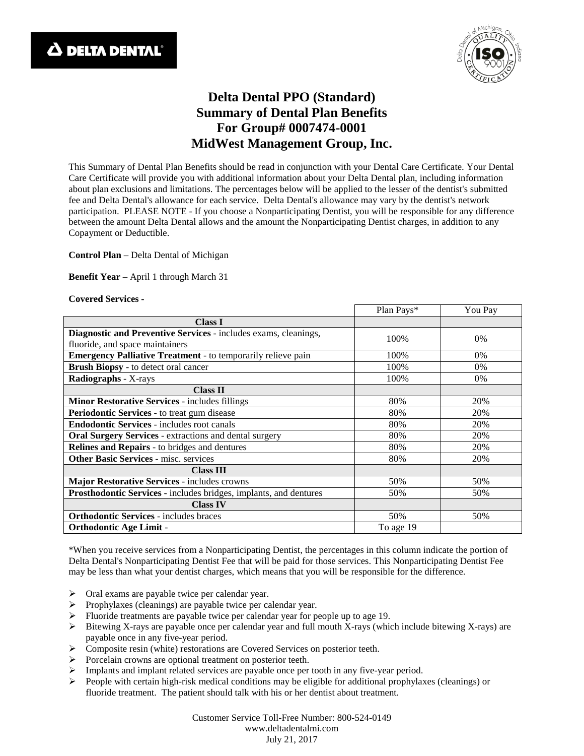# Delta Dental PPO (Standard)
# Summary of Dental Plan Benefits
# For Group# 0007474-0001
# MidWest Management Group, Inc.

This Summary of Dental Plan Benefits should be read in conjunction with your Dental Care Certificate. Your Dental Care Certificate will provide you with additional information about your Delta Dental plan, including information about plan exclusions and limitations. The percentages below will be applied to the lesser of the dentist's submitted fee and Delta Dental's allowance for each service. Delta Dental's allowance may vary by the dentist's network participation. PLEASE NOTE - If you choose a Nonparticipating Dentist, you will be responsible for any difference between the amount Delta Dental allows and the amount the Nonparticipating Dentist charges, in addition to any Copayment or Deductible.

**Control Plan** – Delta Dental of Michigan

**Benefit Year** – April 1 through March 31

**Covered Services -**

| | Plan Pays* | You Pay |
|---|---|---|
| **Class I** | | |
| **Diagnostic and Preventive Services** - includes exams, cleanings, fluoride, and space maintainers | 100% | 0% |
| **Emergency Palliative Treatment** - to temporarily relieve pain | 100% | 0% |
| **Brush Biopsy** - to detect oral cancer | 100% | 0% |
| **Radiographs** - X-rays | 100% | 0% |
| **Class II** | | |
| **Minor Restorative Services** - includes fillings | 80% | 20% |
| **Periodontic Services** - to treat gum disease | 80% | 20% |
| **Endodontic Services** - includes root canals | 80% | 20% |
| **Oral Surgery Services** - extractions and dental surgery | 80% | 20% |
| **Relines and Repairs** - to bridges and dentures | 80% | 20% |
| **Other Basic Services** - misc. services | 80% | 20% |
| **Class III** | | |
| **Major Restorative Services** - includes crowns | 50% | 50% |
| **Prosthodontic Services** - includes bridges, implants, and dentures | 50% | 50% |
| **Class IV** | | |
| **Orthodontic Services** - includes braces | 50% | 50% |
| **Orthodontic Age Limit** - | To age 19 | |

*When you receive services from a Nonparticipating Dentist, the percentages in this column indicate the portion of Delta Dental's Nonparticipating Dentist Fee that will be paid for those services. This Nonparticipating Dentist Fee may be less than what your dentist charges, which means that you will be responsible for the difference.

- Oral exams are payable twice per calendar year.
- Prophylaxes (cleanings) are payable twice per calendar year.
- Fluoride treatments are payable twice per calendar year for people up to age 19.
- Bitewing X-rays are payable once per calendar year and full mouth X-rays (which include bitewing X-rays) are payable once in any five-year period.
- Composite resin (white) restorations are Covered Services on posterior teeth.
- Porcelain crowns are optional treatment on posterior teeth.
- Implants and implant related services are payable once per tooth in any five-year period.
- People with certain high-risk medical conditions may be eligible for additional prophylaxes (cleanings) or fluoride treatment. The patient should talk with his or her dentist about treatment.

Customer Service Toll-Free Number: 800-524-0149
www.deltadentalmi.com
July 21, 2017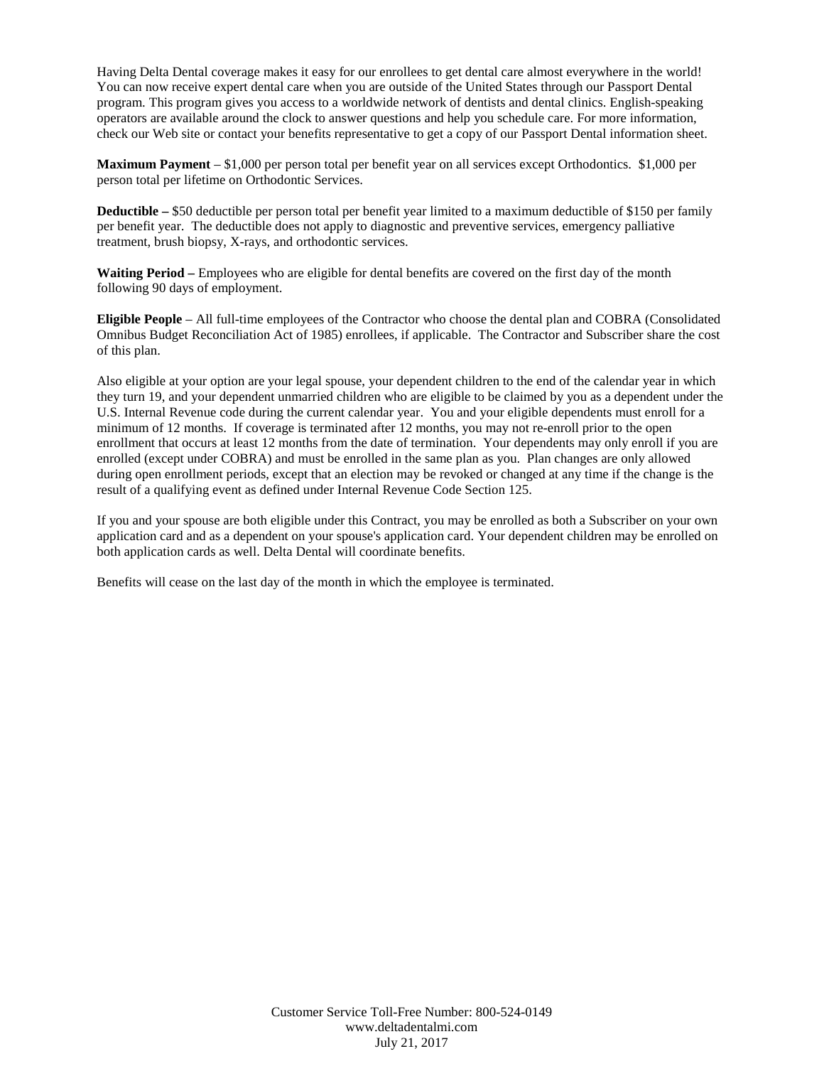Having Delta Dental coverage makes it easy for our enrollees to get dental care almost everywhere in the world! You can now receive expert dental care when you are outside of the United States through our Passport Dental program. This program gives you access to a worldwide network of dentists and dental clinics. English-speaking operators are available around the clock to answer questions and help you schedule care. For more information, check our Web site or contact your benefits representative to get a copy of our Passport Dental information sheet.

**Maximum Payment** – $1,000 per person total per benefit year on all services except Orthodontics. $1,000 per person total per lifetime on Orthodontic Services.

**Deductible –** $50 deductible per person total per benefit year limited to a maximum deductible of $150 per family per benefit year. The deductible does not apply to diagnostic and preventive services, emergency palliative treatment, brush biopsy, X-rays, and orthodontic services.

**Waiting Period –** Employees who are eligible for dental benefits are covered on the first day of the month following 90 days of employment.

**Eligible People** – All full-time employees of the Contractor who choose the dental plan and COBRA (Consolidated Omnibus Budget Reconciliation Act of 1985) enrollees, if applicable. The Contractor and Subscriber share the cost of this plan.

Also eligible at your option are your legal spouse, your dependent children to the end of the calendar year in which they turn 19, and your dependent unmarried children who are eligible to be claimed by you as a dependent under the U.S. Internal Revenue code during the current calendar year. You and your eligible dependents must enroll for a minimum of 12 months. If coverage is terminated after 12 months, you may not re-enroll prior to the open enrollment that occurs at least 12 months from the date of termination. Your dependents may only enroll if you are enrolled (except under COBRA) and must be enrolled in the same plan as you. Plan changes are only allowed during open enrollment periods, except that an election may be revoked or changed at any time if the change is the result of a qualifying event as defined under Internal Revenue Code Section 125.

If you and your spouse are both eligible under this Contract, you may be enrolled as both a Subscriber on your own application card and as a dependent on your spouse's application card. Your dependent children may be enrolled on both application cards as well. Delta Dental will coordinate benefits.

Benefits will cease on the last day of the month in which the employee is terminated.

Customer Service Toll-Free Number: 800-524-0149
www.deltadentalmi.com
July 21, 2017